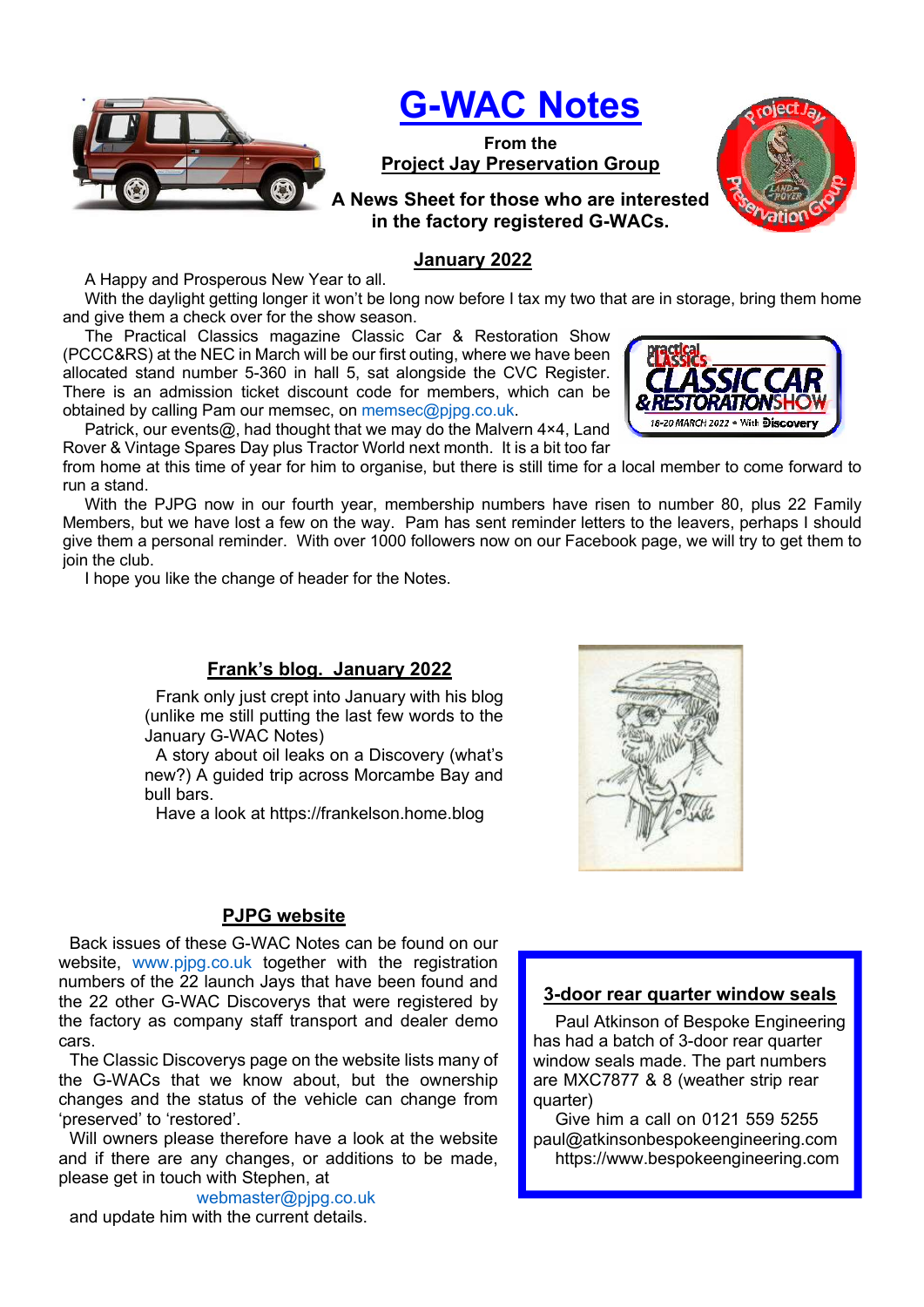# G-WAC Notes

**From the**
**Project Jay Preservation Group**

**A News Sheet for those who are interested in the factory registered G-WACs.**

## January 2022

A Happy and Prosperous New Year to all.

With the daylight getting longer it won't be long now before I tax my two that are in storage, bring them home and give them a check over for the show season.

The Practical Classics magazine Classic Car & Restoration Show (PCCC&RS) at the NEC in March will be our first outing, where we have been allocated stand number 5-360 in hall 5, sat alongside the CVC Register. There is an admission ticket discount code for members, which can be obtained by calling Pam our memsec, on memsec@pjpg.co.uk.

Patrick, our events@, had thought that we may do the Malvern 4×4, Land Rover & Vintage Spares Day plus Tractor World next month. It is a bit too far from home at this time of year for him to organise, but there is still time for a local member to come forward to run a stand.

With the PJPG now in our fourth year, membership numbers have risen to number 80, plus 22 Family Members, but we have lost a few on the way. Pam has sent reminder letters to the leavers, perhaps I should give them a personal reminder. With over 1000 followers now on our Facebook page, we will try to get them to join the club.

I hope you like the change of header for the Notes.

## Frank's blog. January 2022

Frank only just crept into January with his blog (unlike me still putting the last few words to the January G-WAC Notes)

A story about oil leaks on a Discovery (what's new?) A guided trip across Morcambe Bay and bull bars.

Have a look at https://frankelson.home.blog

## PJPG website

Back issues of these G-WAC Notes can be found on our website, www.pjpg.co.uk together with the registration numbers of the 22 launch Jays that have been found and the 22 other G-WAC Discoverys that were registered by the factory as company staff transport and dealer demo cars.

The Classic Discoverys page on the website lists many of the G-WACs that we know about, but the ownership changes and the status of the vehicle can change from 'preserved' to 'restored'.

Will owners please therefore have a look at the website and if there are any changes, or additions to be made, please get in touch with Stephen, at

webmaster@pjpg.co.uk

and update him with the current details.

## 3-door rear quarter window seals

Paul Atkinson of Bespoke Engineering has had a batch of 3-door rear quarter window seals made. The part numbers are MXC7877 & 8 (weather strip rear quarter)

Give him a call on 0121 559 5255
paul@atkinsonbespokeengineering.com
https://www.bespokeengineering.com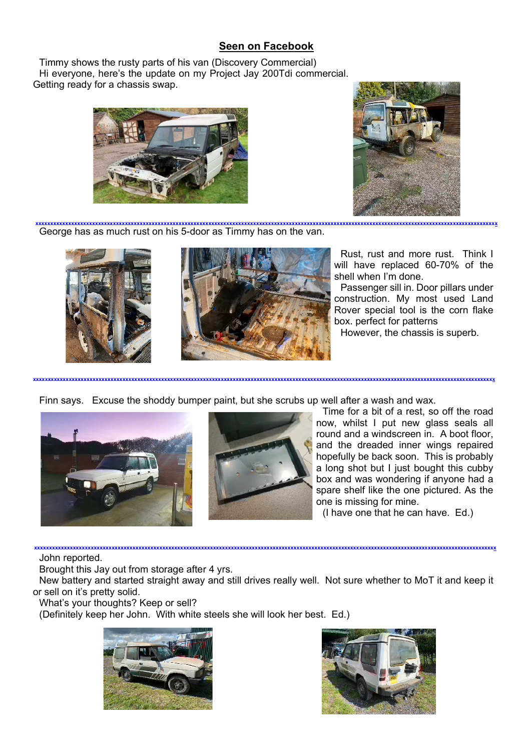## Seen on Facebook

Timmy shows the rusty parts of his van (Discovery Commercial)

Hi everyone, here's the update on my Project Jay 200Tdi commercial. Getting ready for a chassis swap.

xxxxxxxxxxxxxxxxxxxxxxxxxxxxxxxxxxxxxxxxxxxxxxxxxxxxxxxxxxxxxxxxxxxxxxxxxxxxxxxxxxxxxxxxxxxxxxxxxxxxxxxxxxxxxxxxxxxxxxxxxxxxxxxxxxxx

George has as much rust on his 5-door as Timmy has on the van.

Rust, rust and more rust. Think I will have replaced 60-70% of the shell when I'm done.

Passenger sill in. Door pillars under construction. My most used Land Rover special tool is the corn flake box. perfect for patterns

However, the chassis is superb.

xxxxxxxxxxxxxxxxxxxxxxxxxxxxxxxxxxxxxxxxxxxxxxxxxxxxxxxxxxxxxxxxxxxxxxxxxxxxxxxxxxxxxxxxxxxxxxxxxxxxxxxxxxxxxxxxxxxxxxxxxxxxxxxxxxxx

Finn says. Excuse the shoddy bumper paint, but she scrubs up well after a wash and wax.

Time for a bit of a rest, so off the road now, whilst I put new glass seals all round and a windscreen in. A boot floor, and the dreaded inner wings repaired hopefully be back soon. This is probably a long shot but I just bought this cubby box and was wondering if anyone had a spare shelf like the one pictured. As the one is missing for mine.

(I have one that he can have. Ed.)

xxxxxxxxxxxxxxxxxxxxxxxxxxxxxxxxxxxxxxxxxxxxxxxxxxxxxxxxxxxxxxxxxxxxxxxxxxxxxxxxxxxxxxxxxxxxxxxxxxxxxxxxxxxxxxxxxxxxxxxxxxxxxxxxxxxx

John reported.

Brought this Jay out from storage after 4 yrs.

New battery and started straight away and still drives really well. Not sure whether to MoT it and keep it or sell on it's pretty solid.

What's your thoughts? Keep or sell?

(Definitely keep her John. With white steels she will look her best. Ed.)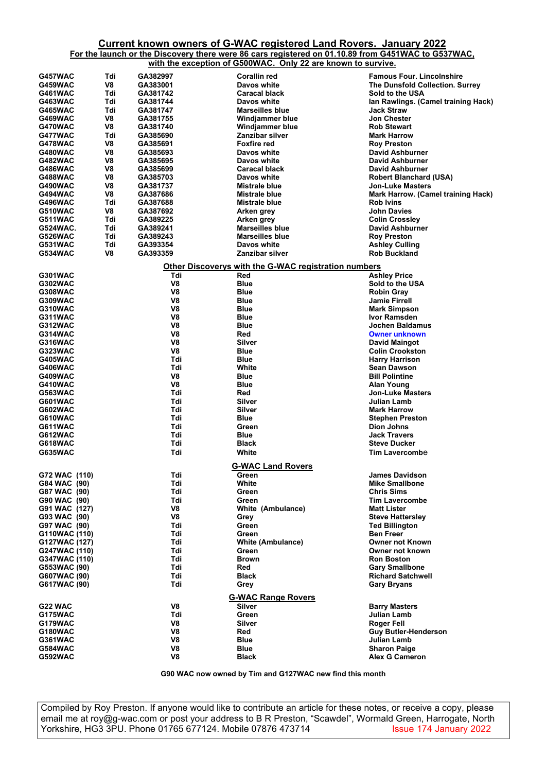## Current known owners of G-WAC registered Land Rovers. January 2022

**For the launch or the Discovery there were 86 cars registered on 01.10.89 from G451WAC to G537WAC, with the exception of G500WAC. Only 22 are known to survive.**

| | | | | |
|---|---|---|---|---|
| G457WAC | Tdi | GA382997 | Corallin red | Famous Four. Lincolnshire |
| G459WAC | V8 | GA383001 | Davos white | The Dunsfold Collection. Surrey |
| G461WAC | Tdi | GA381742 | Caracal black | Sold to the USA |
| G463WAC | Tdi | GA381744 | Davos white | Ian Rawlings. (Camel training Hack) |
| G465WAC | Tdi | GA381747 | Marseilles blue | Jack Straw |
| G469WAC | V8 | GA381755 | Windjammer blue | Jon Chester |
| G470WAC | V8 | GA381740 | Windjammer blue | Rob Stewart |
| G477WAC | Tdi | GA385690 | Zanzibar silver | Mark Harrow |
| G478WAC | V8 | GA385691 | Foxfire red | Roy Preston |
| G480WAC | V8 | GA385693 | Davos white | David Ashburner |
| G482WAC | V8 | GA385695 | Davos white | David Ashburner |
| G486WAC | V8 | GA385699 | Caracal black | David Ashburner |
| G488WAC | V8 | GA385703 | Davos white | Robert Blanchard (USA) |
| G490WAC | V8 | GA381737 | Mistrale blue | Jon-Luke Masters |
| G494WAC | V8 | GA387686 | Mistrale blue | Mark Harrow. (Camel training Hack) |
| G496WAC | Tdi | GA387688 | Mistrale blue | Rob Ivins |
| G510WAC | V8 | GA387692 | Arken grey | John Davies |
| G511WAC | Tdi | GA389225 | Arken grey | Colin Crossley |
| G524WAC. | Tdi | GA389241 | Marseilles blue | David Ashburner |
| G526WAC | Tdi | GA389243 | Marseilles blue | Roy Preston |
| G531WAC | Tdi | GA393354 | Davos white | Ashley Culling |
| G534WAC | V8 | GA393359 | Zanzibar silver | Rob Buckland |

### Other Discoverys with the G-WAC registration numbers

| | | | |
|---|---|---|---|
| G301WAC | Tdi | Red | Ashley Price |
| G302WAC | V8 | Blue | Sold to the USA |
| G308WAC | V8 | Blue | Robin Gray |
| G309WAC | V8 | Blue | Jamie Firrell |
| G310WAC | V8 | Blue | Mark Simpson |
| G311WAC | V8 | Blue | Ivor Ramsden |
| G312WAC | V8 | Blue | Jochen Baldamus |
| G314WAC | V8 | Red | Owner unknown |
| G316WAC | V8 | Silver | David Maingot |
| G323WAC | V8 | Blue | Colin Crookston |
| G405WAC | Tdi | Blue | Harry Harrison |
| G406WAC | Tdi | White | Sean Dawson |
| G409WAC | V8 | Blue | Bill Polintine |
| G410WAC | V8 | Blue | Alan Young |
| G563WAC | Tdi | Red | Jon-Luke Masters |
| G601WAC | Tdi | Silver | Julian Lamb |
| G602WAC | Tdi | Silver | Mark Harrow |
| G610WAC | Tdi | Blue | Stephen Preston |
| G611WAC | Tdi | Green | Dion Johns |
| G612WAC | Tdi | Blue | Jack Travers |
| G618WAC | Tdi | Black | Steve Ducker |
| G635WAC | Tdi | White | Tim Lavercombe |

### G-WAC Land Rovers

| | | | |
|---|---|---|---|
| G72 WAC (110) | Tdi | Green | James Davidson |
| G84 WAC (90) | Tdi | White | Mike Smallbone |
| G87 WAC (90) | Tdi | Green | Chris Sims |
| G90 WAC (90) | Tdi | Green | Tim Lavercombe |
| G91 WAC (127) | V8 | White (Ambulance) | Matt Lister |
| G93 WAC (90) | V8 | Grey | Steve Hattersley |
| G97 WAC (90) | Tdi | Green | Ted Billington |
| G110WAC (110) | Tdi | Green | Ben Freer |
| G127WAC (127) | Tdi | White (Ambulance) | Owner not Known |
| G247WAC (110) | Tdi | Green | Owner not known |
| G347WAC (110) | Tdi | Brown | Ron Boston |
| G553WAC (90) | Tdi | Red | Gary Smallbone |
| G607WAC (90) | Tdi | Black | Richard Satchwell |
| G617WAC (90) | Tdi | Grey | Gary Bryans |

### G-WAC Range Rovers

| | | | |
|---|---|---|---|
| G22 WAC | V8 | Silver | Barry Masters |
| G175WAC | Tdi | Green | Julian Lamb |
| G179WAC | V8 | Silver | Roger Fell |
| G180WAC | V8 | Red | Guy Butler-Henderson |
| G361WAC | V8 | Blue | Julian Lamb |
| G584WAC | V8 | Blue | Sharon Paige |
| G592WAC | V8 | Black | Alex G Cameron |

**G90 WAC now owned by Tim and G127WAC new find this month**

Compiled by Roy Preston. If anyone would like to contribute an article for these notes, or receive a copy, please email me at roy@g-wac.com or post your address to B R Preston, "Scawdel", Wormald Green, Harrogate, North Yorkshire, HG3 3PU. Phone 01765 677124. Mobile 07876 473714 Issue 174 January 2022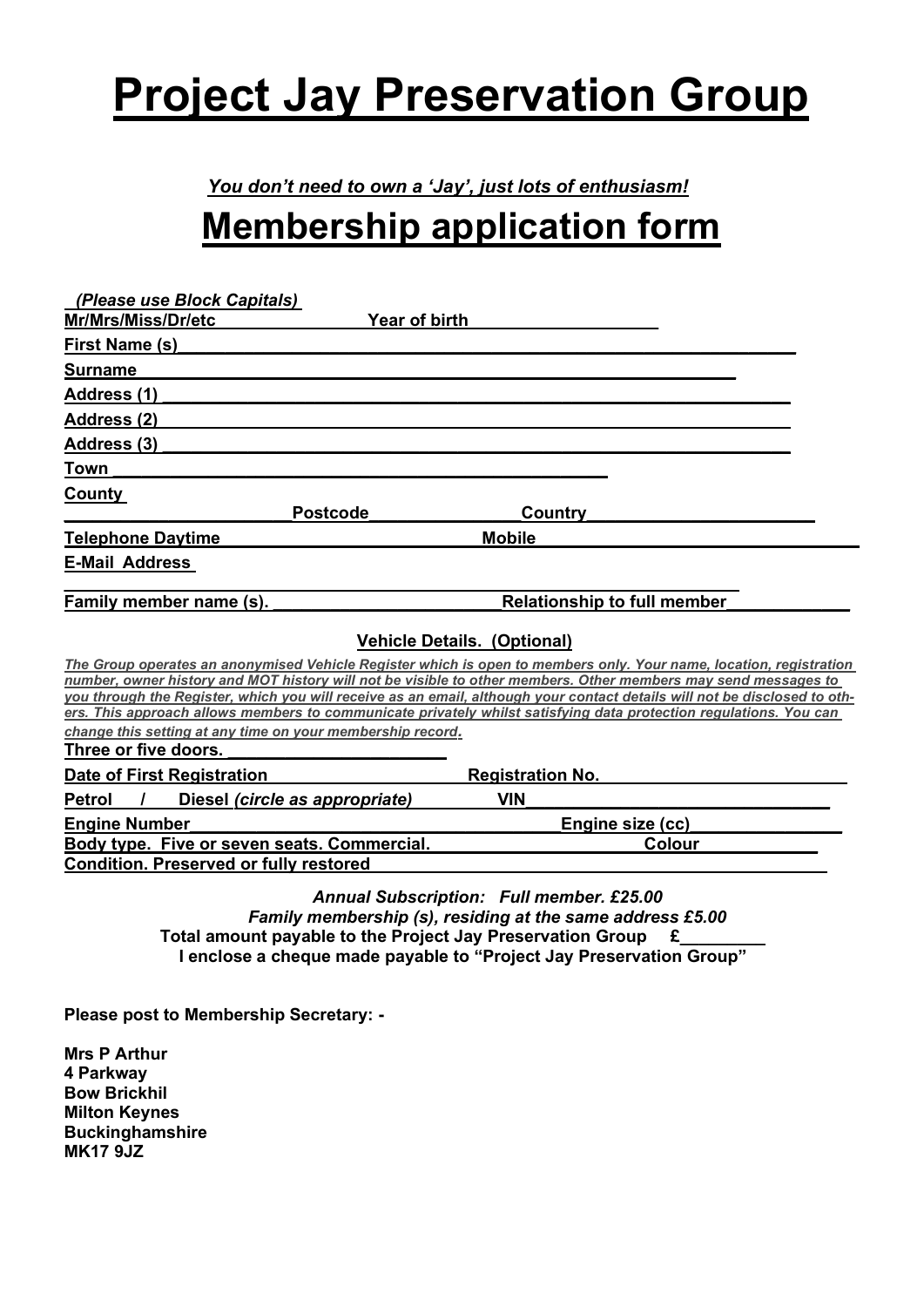# Project Jay Preservation Group

*You don't need to own a 'Jay', just lots of enthusiasm!*

## Membership application form

*(Please use Block Capitals)*

**Mr/Mrs/Miss/Dr/etc** ________________ **Year of birth** ____________________

**First Name (s)** ______________________________________________________________

**Surname** ____________________________________________________________________

**Address (1)** ________________________________________________________________

**Address (2)** ________________________________________________________________

**Address (3)** ________________________________________________________________

**Town** ____________________________________________________

**County**

________________________ **Postcode** ________________ **Country** ________________________

**Telephone Daytime** ________________________ **Mobile** ________________________________

**E-Mail Address**

________________________________________________________________________________

**Family member name (s).** ________________________ **Relationship to full member** ____________

**Vehicle Details. (Optional)**

***The Group operates an anonymised Vehicle Register which is open to members only. Your name, location, registration number, owner history and MOT history will not be visible to other members. Other members may send messages to you through the Register, which you will receive as an email, although your contact details will not be disclosed to others. This approach allows members to communicate privately whilst satisfying data protection regulations. You can change this setting at any time on your membership record.***

**Three or five doors.** ______________________

**Date of First Registration** ____________________ **Registration No.** __________________________

**Petrol / Diesel *(circle as appropriate)*** **VIN** ________________________________

**Engine Number** ________________________________________ **Engine size (cc)** ________________

**Body type. Five or seven seats. Commercial.** ____________________ **Colour** ____________

**Condition. Preserved or fully restored** ________________________________________________

***Annual Subscription: Full member. £25.00***

***Family membership (s), residing at the same address £5.00***

**Total amount payable to the Project Jay Preservation Group £_________**

**I enclose a cheque made payable to "Project Jay Preservation Group"**

**Please post to Membership Secretary: -**

**Mrs P Arthur**
**4 Parkway**
**Bow Brickhil**
**Milton Keynes**
**Buckinghamshire**
**MK17 9JZ**